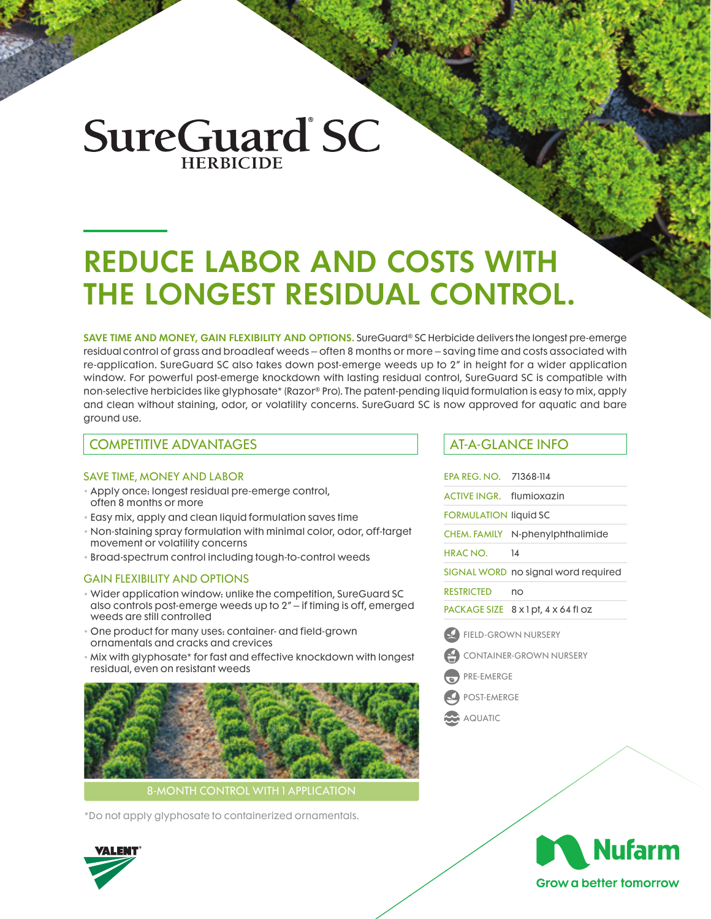# SureGuard® SC HERBICIDE

## REDUCE LABOR AND COSTS WITH THE LONGEST RESIDUAL CONTROL.

**SAVE TIME AND MONEY, GAIN FLEXIBILITY AND OPTIONS.** SureGuard® SC Herbicide delivers the longest pre-emerge residual control of grass and broadleaf weeds – often 8 months or more – saving time and costs associated with re-application. SureGuard SC also takes down post-emerge weeds up to 2″ in height for a wider application window. For powerful post-emerge knockdown with lasting residual control, SureGuard SC is compatible with non-selective herbicides like glyphosate* (Razor® Pro). The patent-pending liquid formulation is easy to mix, apply and clean without staining, odor, or volatility concerns. SureGuard SC is now approved for aquatic and bare ground use.

### COMPETITIVE ADVANTAGES

#### SAVE TIME, MONEY AND LABOR

- Apply once: longest residual pre-emerge control, often 8 months or more
- Easy mix, apply and clean liquid formulation saves time
- Non-staining spray formulation with minimal color, odor, off-target movement or volatility concerns
- Broad-spectrum control including tough-to-control weeds

#### GAIN FLEXIBILITY AND OPTIONS

- Wider application window: unlike the competition, SureGuard SC also controls post-emerge weeds up to 2″ – if timing is off, emerged weeds are still controlled
- One product for many uses: container- and field-grown ornamentals and cracks and crevices
- Mix with glyphosate* for fast and effective knockdown with longest residual, even on resistant weeds

8-MONTH CONTROL WITH 1 APPLICATION

*Do not apply glyphosate to containerized ornamentals.

### AT-A-GLANCE INFO

| | |
|---|---|
| EPA REG. NO. | 71368-114 |
| ACTIVE INGR. | flumioxazin |
| FORMULATION | liquid SC |
| CHEM. FAMILY | N-phenylphthalimide |
| HRAC NO. | 14 |
| SIGNAL WORD | no signal word required |
| RESTRICTED | no |
| PACKAGE SIZE | 8 x 1 pt, 4 x 64 fl oz |

- FIELD-GROWN NURSERY
- CONTAINER-GROWN NURSERY
- PRE-EMERGE
- POST-EMERGE
- AQUATIC

VALENT®

Nufarm
Grow a better tomorrow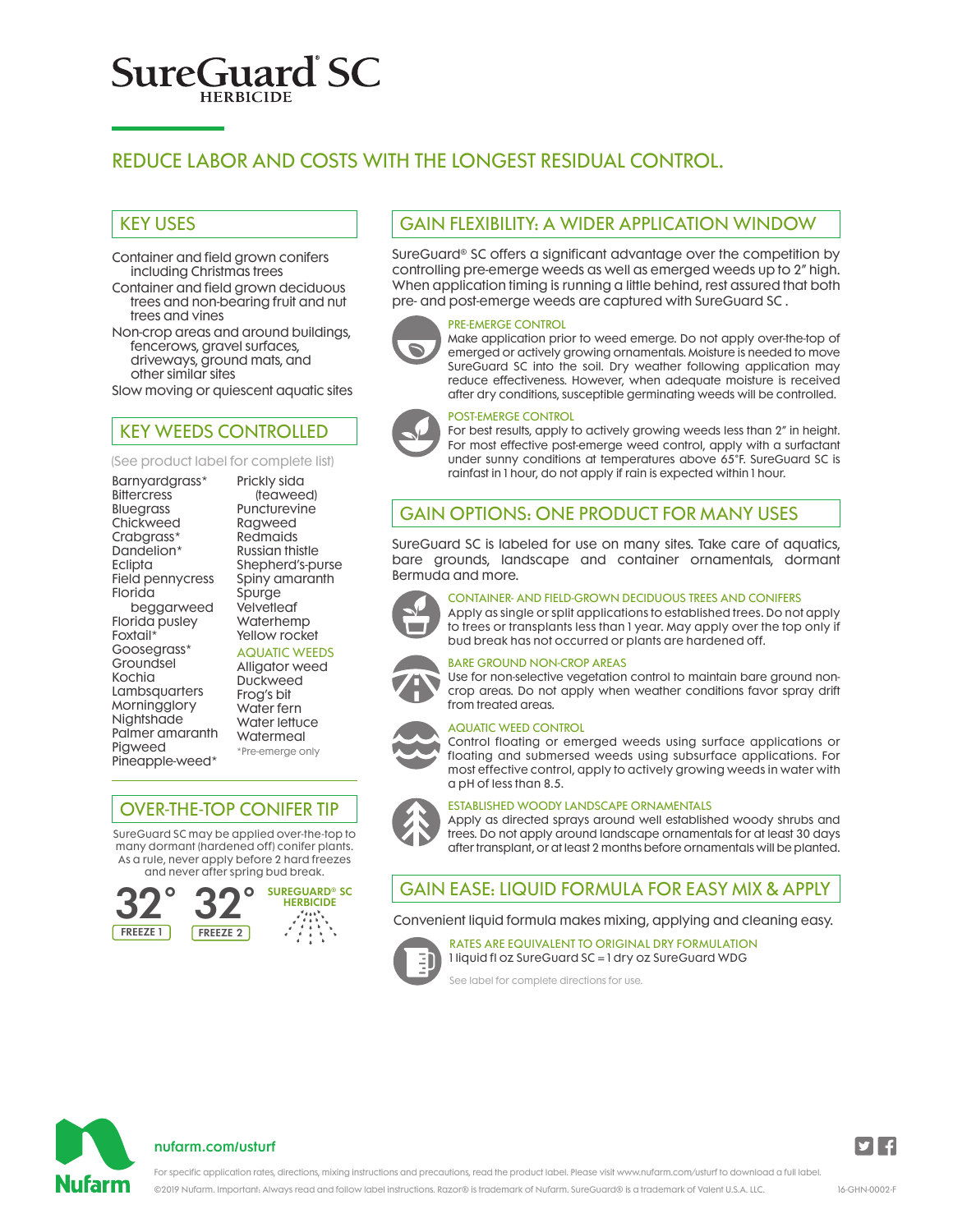# SureGuard® SC

HERBICIDE

## REDUCE LABOR AND COSTS WITH THE LONGEST RESIDUAL CONTROL.

### KEY USES

- Container and field grown conifers including Christmas trees
- Container and field grown deciduous trees and non-bearing fruit and nut trees and vines
- Non-crop areas and around buildings, fencerows, gravel surfaces, driveways, ground mats, and other similar sites
- Slow moving or quiescent aquatic sites

### KEY WEEDS CONTROLLED

(See product label for complete list)

Barnyardgrass*
Bittercress
Bluegrass
Chickweed
Crabgrass*
Dandelion*
Eclipta
Field pennycress
Florida beggarweed
Florida pusley
Foxtail*
Goosegrass*
Groundsel
Kochia
Lambsquarters
Morningglory
Nightshade
Palmer amaranth
Pigweed
Pineapple-weed*
Prickly sida (teaweed)
Puncturevine
Ragweed
Redmaids
Russian thistle
Shepherd's-purse
Spiny amaranth
Spurge
Velvetleaf
Waterhemp
Yellow rocket

**AQUATIC WEEDS**

Alligator weed
Duckweed
Frog's bit
Water fern
Water lettuce
Watermeal

*Pre-emerge only

### OVER-THE-TOP CONIFER TIP

SureGuard SC may be applied over-the-top to many dormant (hardened off) conifer plants. As a rule, never apply before 2 hard freezes and never after spring bud break.

32° FREEZE 1
32° FREEZE 2
SUREGUARD® SC HERBICIDE

### GAIN FLEXIBILITY: A WIDER APPLICATION WINDOW

SureGuard® SC offers a significant advantage over the competition by controlling pre-emerge weeds as well as emerged weeds up to 2" high. When application timing is running a little behind, rest assured that both pre- and post-emerge weeds are captured with SureGuard SC .

**PRE-EMERGE CONTROL**

Make application prior to weed emerge. Do not apply over-the-top of emerged or actively growing ornamentals. Moisture is needed to move SureGuard SC into the soil. Dry weather following application may reduce effectiveness. However, when adequate moisture is received after dry conditions, susceptible germinating weeds will be controlled.

**POST-EMERGE CONTROL**

For best results, apply to actively growing weeds less than 2" in height. For most effective post-emerge weed control, apply with a surfactant under sunny conditions at temperatures above 65°F. SureGuard SC is rainfast in 1 hour, do not apply if rain is expected within 1 hour.

### GAIN OPTIONS: ONE PRODUCT FOR MANY USES

SureGuard SC is labeled for use on many sites. Take care of aquatics, bare grounds, landscape and container ornamentals, dormant Bermuda and more.

**CONTAINER- AND FIELD-GROWN DECIDUOUS TREES AND CONIFERS**

Apply as single or split applications to established trees. Do not apply to trees or transplants less than 1 year. May apply over the top only if bud break has not occurred or plants are hardened off.

**BARE GROUND NON-CROP AREAS**

Use for non-selective vegetation control to maintain bare ground non-crop areas. Do not apply when weather conditions favor spray drift from treated areas.

**AQUATIC WEED CONTROL**

Control floating or emerged weeds using surface applications or floating and submersed weeds using subsurface applications. For most effective control, apply to actively growing weeds in water with a pH of less than 8.5.

**ESTABLISHED WOODY LANDSCAPE ORNAMENTALS**

Apply as directed sprays around well established woody shrubs and trees. Do not apply around landscape ornamentals for at least 30 days after transplant, or at least 2 months before ornamentals will be planted.

### GAIN EASE: LIQUID FORMULA FOR EASY MIX & APPLY

Convenient liquid formula makes mixing, applying and cleaning easy.

**RATES ARE EQUIVALENT TO ORIGINAL DRY FORMULATION**

1 liquid fl oz SureGuard SC = 1 dry oz SureGuard WDG

See label for complete directions for use.

Nufarm

nufarm.com/usturf

For specific application rates, directions, mixing instructions and precautions, read the product label. Please visit www.nufarm.com/usturf to download a full label.

©2019 Nufarm. Important: Always read and follow label instructions. Razor® is trademark of Nufarm. SureGuard® is a trademark of Valent U.S.A. LLC.

16-GHN-0002-F